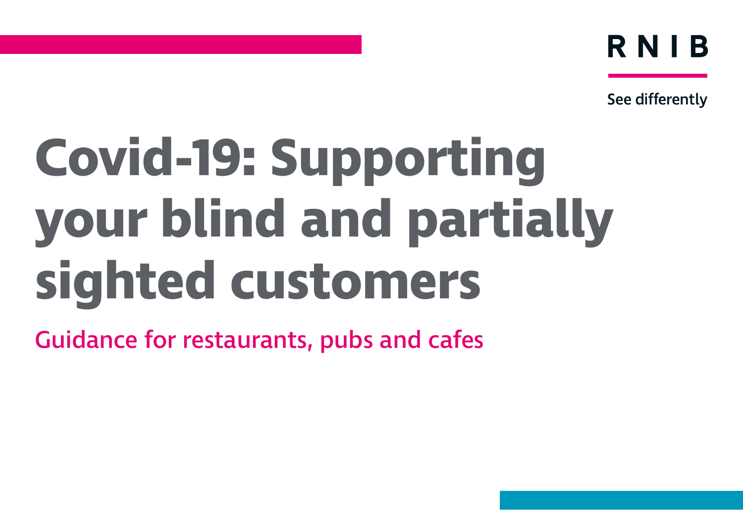RNIB

See differently

# Covid-19: Supporting your blind and partially sighted customers

## Guidance for restaurants, pubs and cafes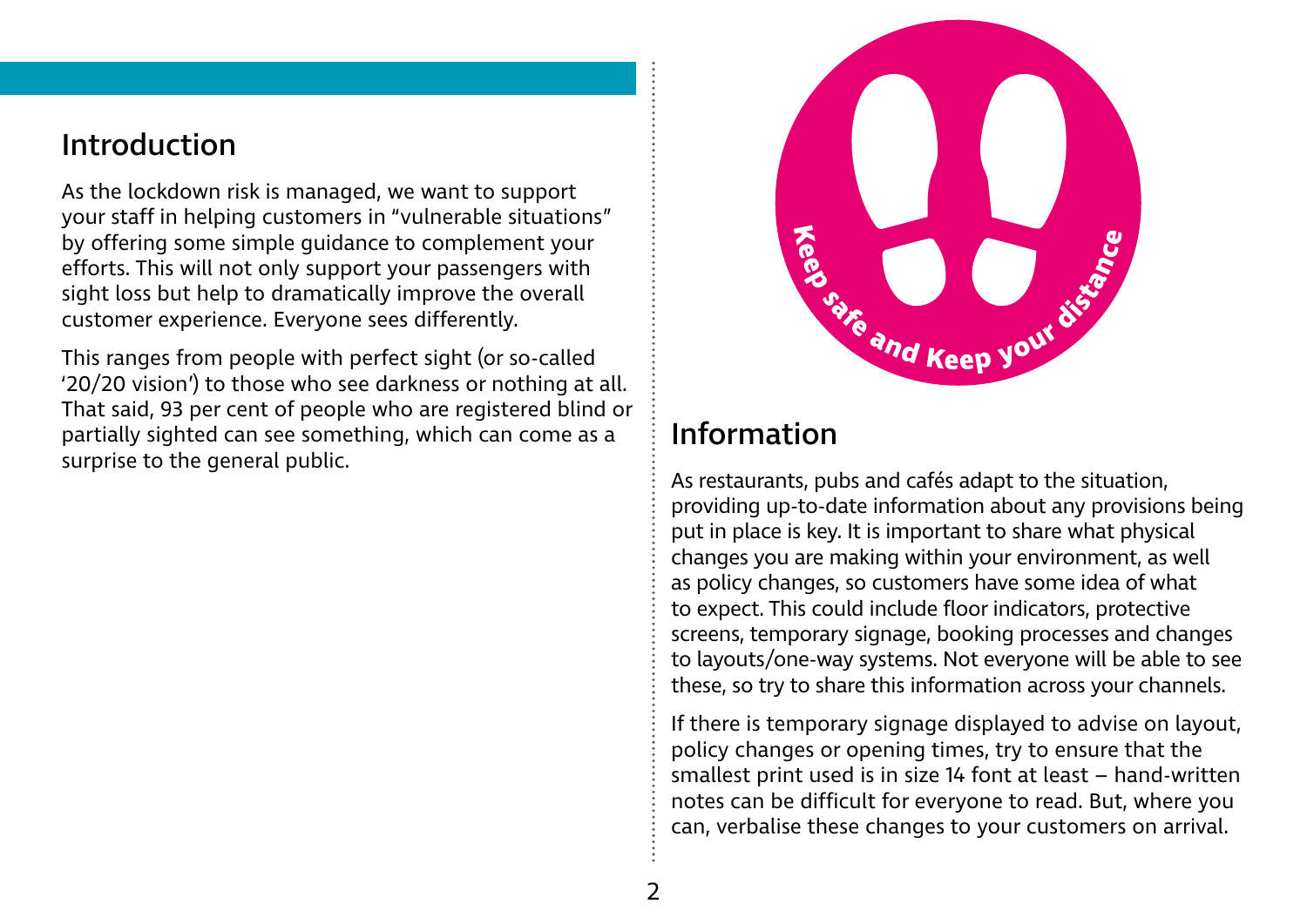## Introduction

As the lockdown risk is managed, we want to support your staff in helping customers in “vulnerable situations” by offering some simple guidance to complement your efforts. This will not only support your passengers with sight loss but help to dramatically improve the overall customer experience. Everyone sees differently.

This ranges from people with perfect sight (or so-called ‘20/20 vision’) to those who see darkness or nothing at all. That said, 93 per cent of people who are registered blind or partially sighted can see something, which can come as a surprise to the general public.

## Information

As restaurants, pubs and cafés adapt to the situation, providing up-to-date information about any provisions being put in place is key. It is important to share what physical changes you are making within your environment, as well as policy changes, so customers have some idea of what to expect. This could include floor indicators, protective screens, temporary signage, booking processes and changes to layouts/one-way systems. Not everyone will be able to see these, so try to share this information across your channels.

If there is temporary signage displayed to advise on layout, policy changes or opening times, try to ensure that the smallest print used is in size 14 font at least – hand-written notes can be difficult for everyone to read. But, where you can, verbalise these changes to your customers on arrival.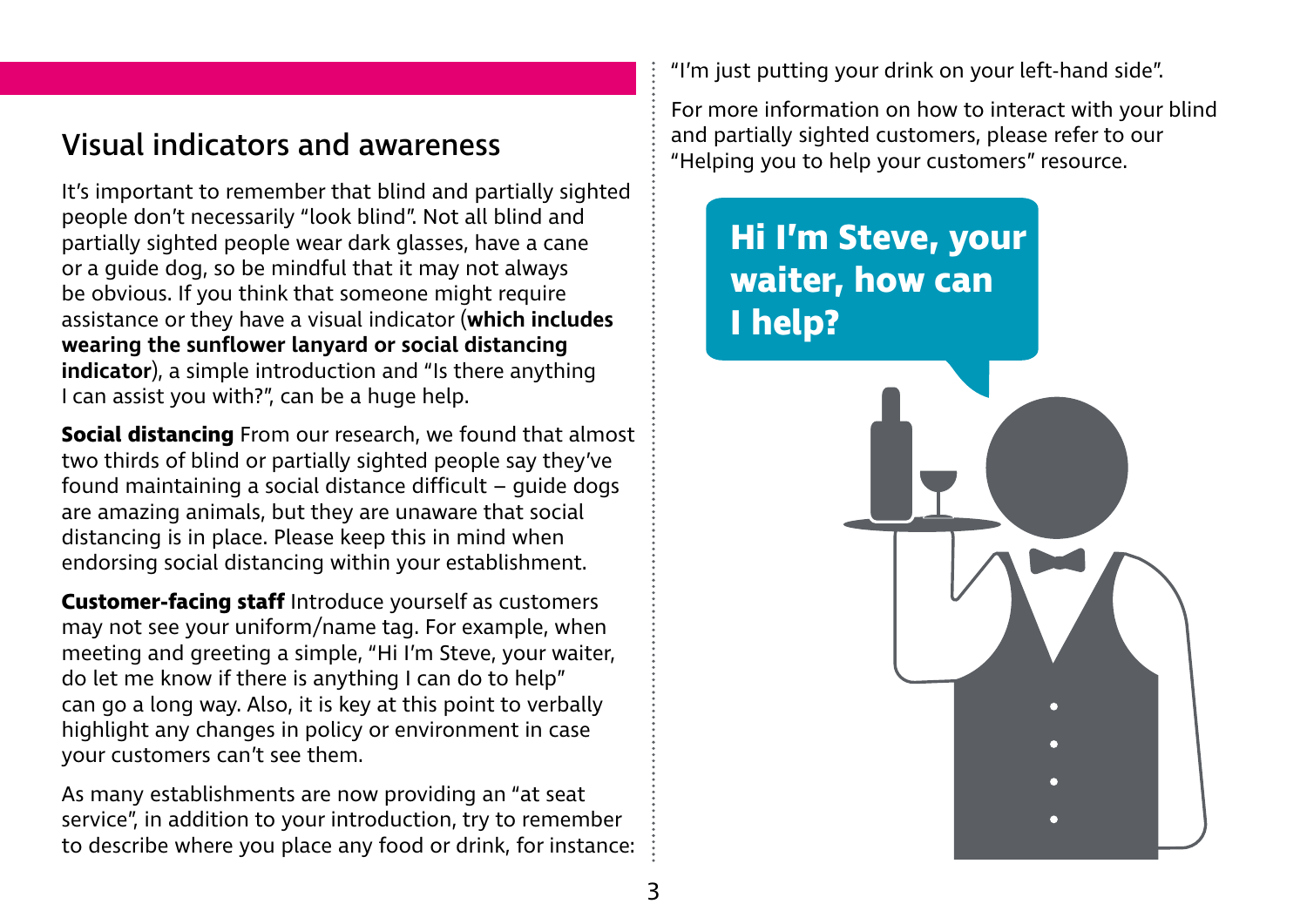## Visual indicators and awareness

It's important to remember that blind and partially sighted people don't necessarily "look blind". Not all blind and partially sighted people wear dark glasses, have a cane or a guide dog, so be mindful that it may not always be obvious. If you think that someone might require assistance or they have a visual indicator (**which includes wearing the sunflower lanyard or social distancing indicator**), a simple introduction and "Is there anything I can assist you with?", can be a huge help.

**Social distancing** From our research, we found that almost two thirds of blind or partially sighted people say they've found maintaining a social distance difficult – guide dogs are amazing animals, but they are unaware that social distancing is in place. Please keep this in mind when endorsing social distancing within your establishment.

**Customer-facing staff** Introduce yourself as customers may not see your uniform/name tag. For example, when meeting and greeting a simple, "Hi I'm Steve, your waiter, do let me know if there is anything I can do to help" can go a long way. Also, it is key at this point to verbally highlight any changes in policy or environment in case your customers can't see them.

As many establishments are now providing an "at seat service", in addition to your introduction, try to remember to describe where you place any food or drink, for instance: "I'm just putting your drink on your left-hand side".

For more information on how to interact with your blind and partially sighted customers, please refer to our "Helping you to help your customers" resource.

**Hi I'm Steve, your waiter, how can I help?**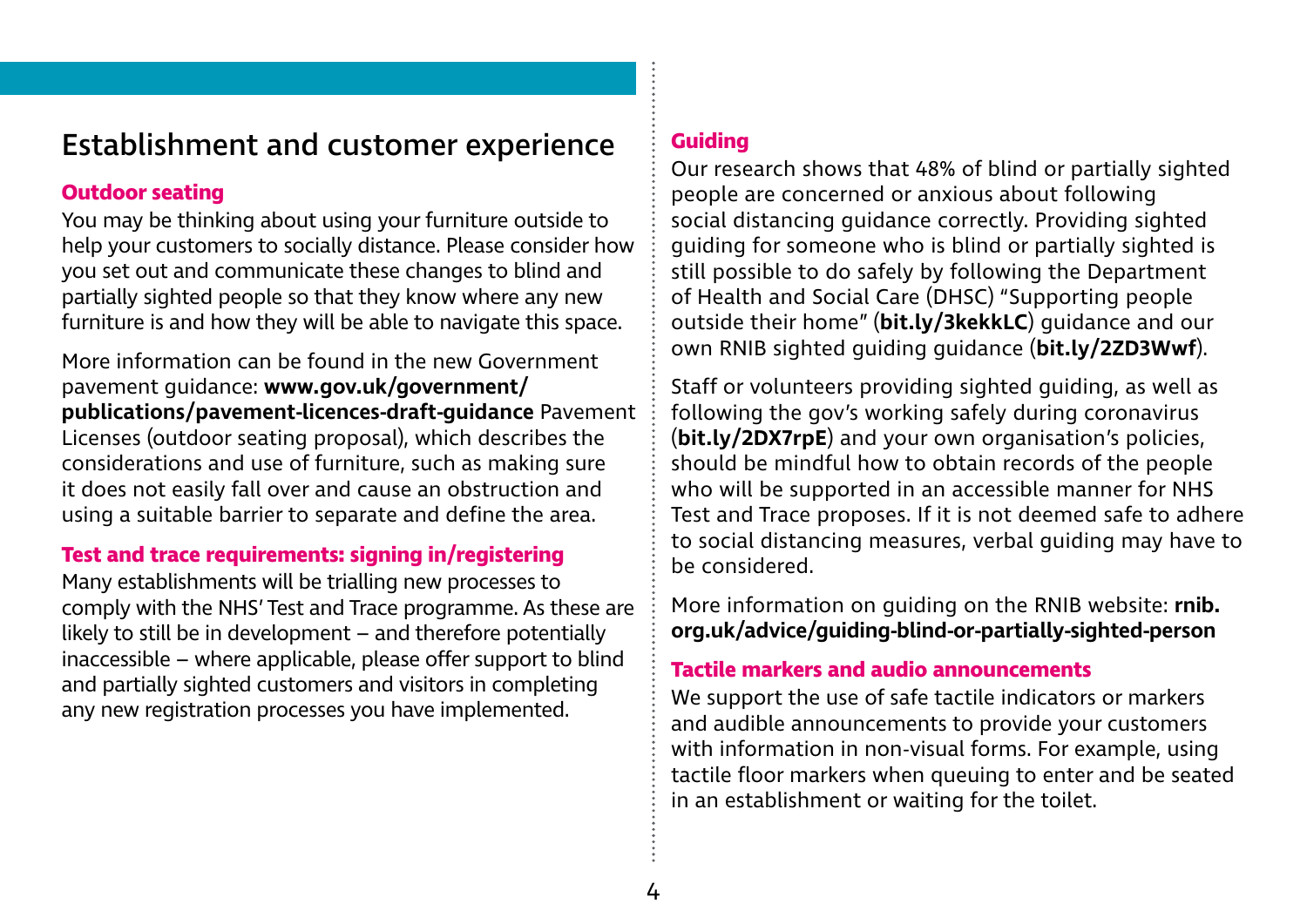## Establishment and customer experience

### Outdoor seating

You may be thinking about using your furniture outside to help your customers to socially distance. Please consider how you set out and communicate these changes to blind and partially sighted people so that they know where any new furniture is and how they will be able to navigate this space.

More information can be found in the new Government pavement guidance: **www.gov.uk/government/publications/pavement-licences-draft-guidance** Pavement Licenses (outdoor seating proposal), which describes the considerations and use of furniture, such as making sure it does not easily fall over and cause an obstruction and using a suitable barrier to separate and define the area.

### Test and trace requirements: signing in/registering

Many establishments will be trialling new processes to comply with the NHS' Test and Trace programme. As these are likely to still be in development – and therefore potentially inaccessible – where applicable, please offer support to blind and partially sighted customers and visitors in completing any new registration processes you have implemented.

### Guiding

Our research shows that 48% of blind or partially sighted people are concerned or anxious about following social distancing guidance correctly. Providing sighted guiding for someone who is blind or partially sighted is still possible to do safely by following the Department of Health and Social Care (DHSC) "Supporting people outside their home" (**bit.ly/3kekkLC**) guidance and our own RNIB sighted guiding guidance (**bit.ly/2ZD3Wwf**).

Staff or volunteers providing sighted guiding, as well as following the gov's working safely during coronavirus (**bit.ly/2DX7rpE**) and your own organisation's policies, should be mindful how to obtain records of the people who will be supported in an accessible manner for NHS Test and Trace proposes. If it is not deemed safe to adhere to social distancing measures, verbal guiding may have to be considered.

More information on guiding on the RNIB website: **rnib.org.uk/advice/guiding-blind-or-partially-sighted-person**

### Tactile markers and audio announcements

We support the use of safe tactile indicators or markers and audible announcements to provide your customers with information in non-visual forms. For example, using tactile floor markers when queuing to enter and be seated in an establishment or waiting for the toilet.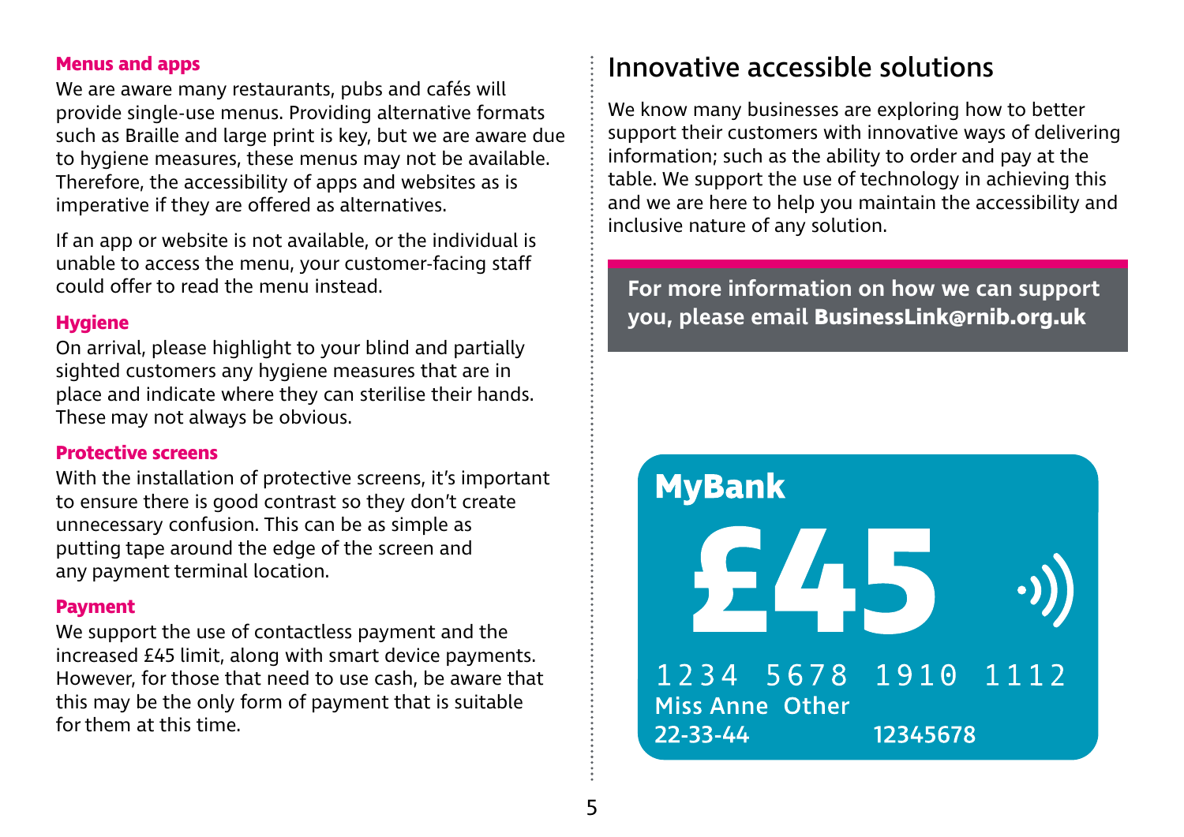### Menus and apps

We are aware many restaurants, pubs and cafés will provide single-use menus. Providing alternative formats such as Braille and large print is key, but we are aware due to hygiene measures, these menus may not be available. Therefore, the accessibility of apps and websites as is imperative if they are offered as alternatives.

If an app or website is not available, or the individual is unable to access the menu, your customer-facing staff could offer to read the menu instead.

### Hygiene

On arrival, please highlight to your blind and partially sighted customers any hygiene measures that are in place and indicate where they can sterilise their hands. These may not always be obvious.

### Protective screens

With the installation of protective screens, it's important to ensure there is good contrast so they don't create unnecessary confusion. This can be as simple as putting tape around the edge of the screen and any payment terminal location.

### Payment

We support the use of contactless payment and the increased £45 limit, along with smart device payments. However, for those that need to use cash, be aware that this may be the only form of payment that is suitable for them at this time.

## Innovative accessible solutions

We know many businesses are exploring how to better support their customers with innovative ways of delivering information; such as the ability to order and pay at the table. We support the use of technology in achieving this and we are here to help you maintain the accessibility and inclusive nature of any solution.

**For more information on how we can support you, please email BusinessLink@rnib.org.uk**

MyBank

£45

1234 5678 1910 1112

Miss Anne Other

22-33-44 12345678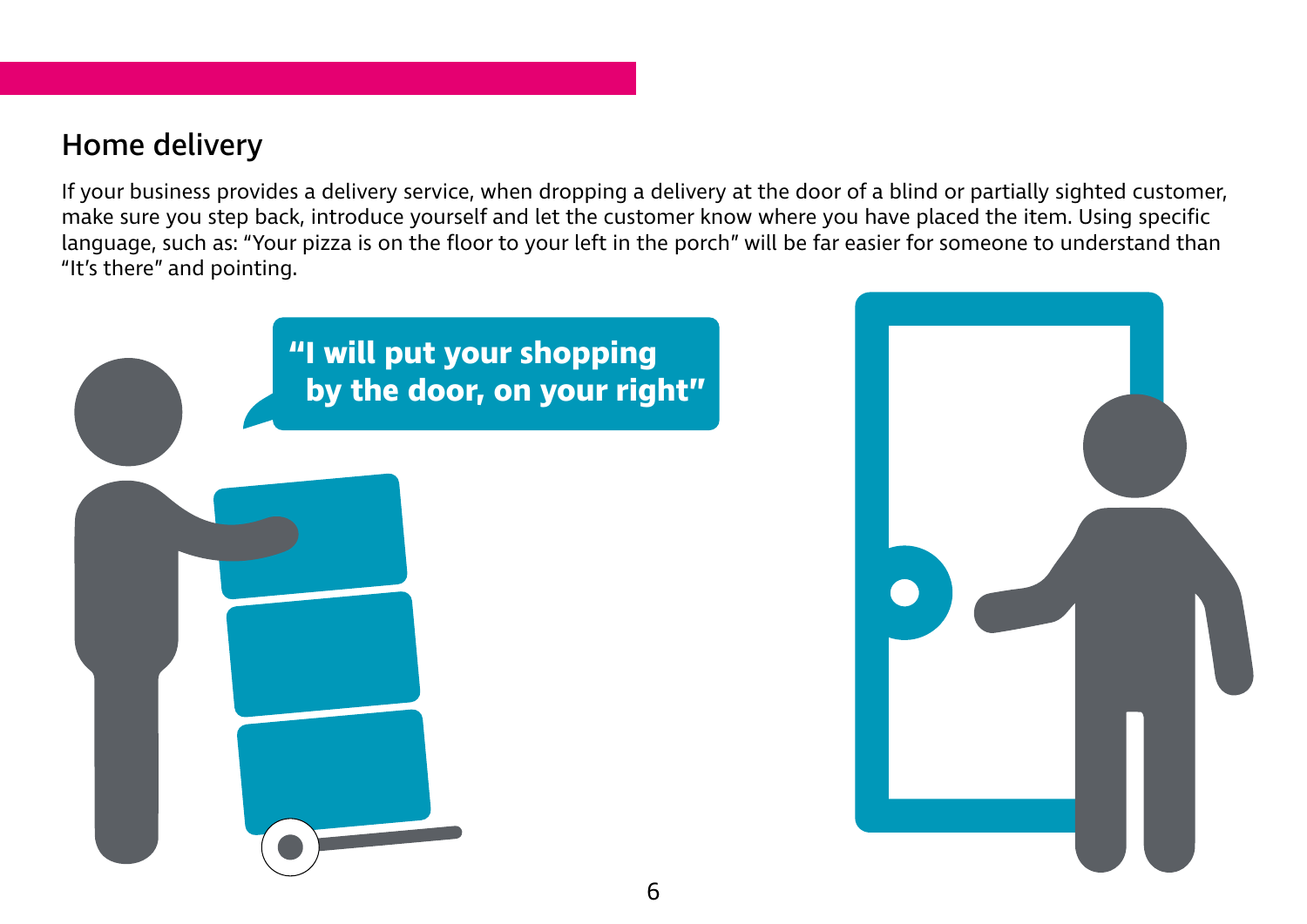## Home delivery

If your business provides a delivery service, when dropping a delivery at the door of a blind or partially sighted customer, make sure you step back, introduce yourself and let the customer know where you have placed the item. Using specific language, such as: "Your pizza is on the floor to your left in the porch" will be far easier for someone to understand than "It's there" and pointing.

**"I will put your shopping by the door, on your right"**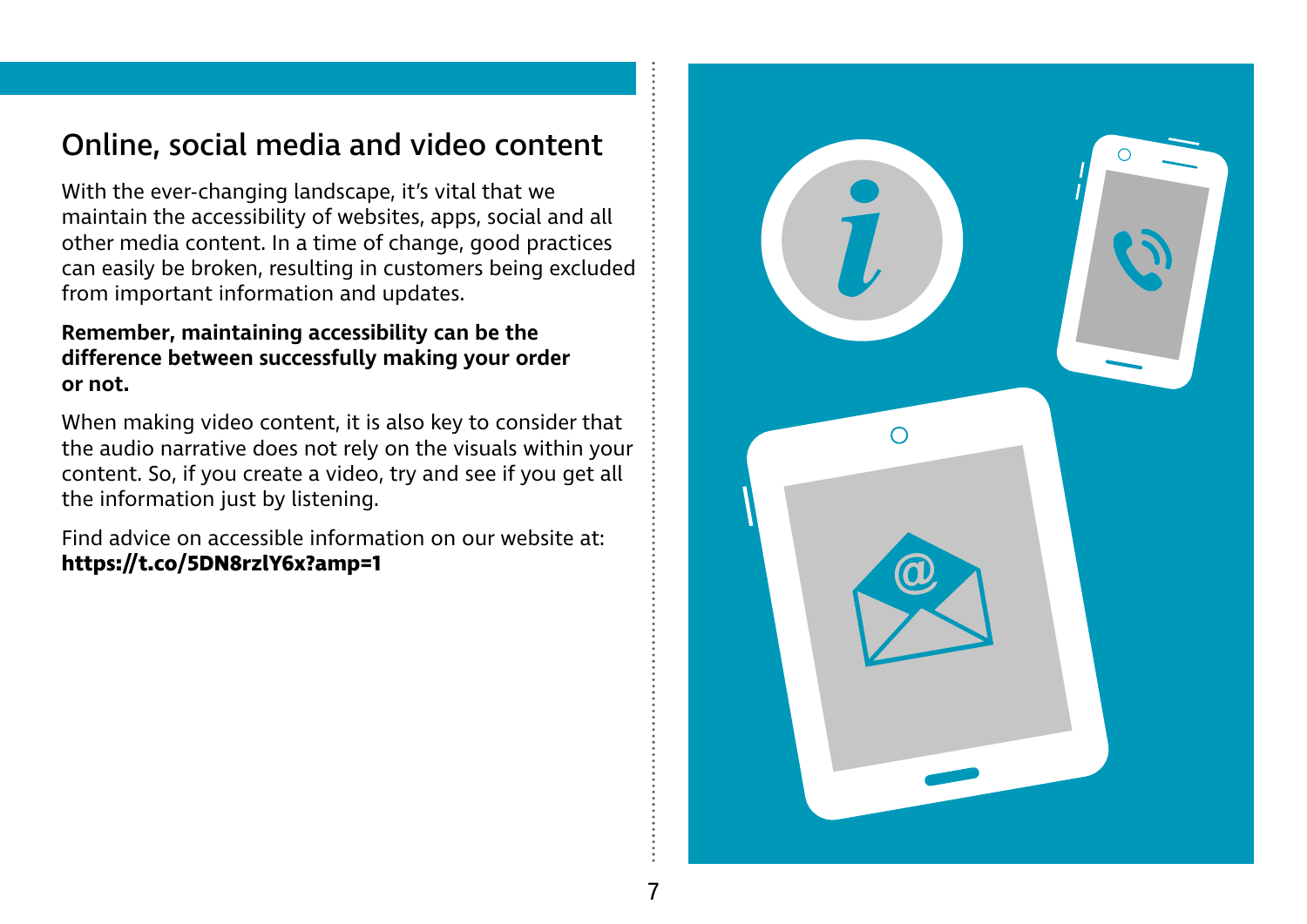## Online, social media and video content

With the ever-changing landscape, it's vital that we maintain the accessibility of websites, apps, social and all other media content. In a time of change, good practices can easily be broken, resulting in customers being excluded from important information and updates.

**Remember, maintaining accessibility can be the difference between successfully making your order or not.**

When making video content, it is also key to consider that the audio narrative does not rely on the visuals within your content. So, if you create a video, try and see if you get all the information just by listening.

Find advice on accessible information on our website at: **https://t.co/5DN8rzlY6x?amp=1**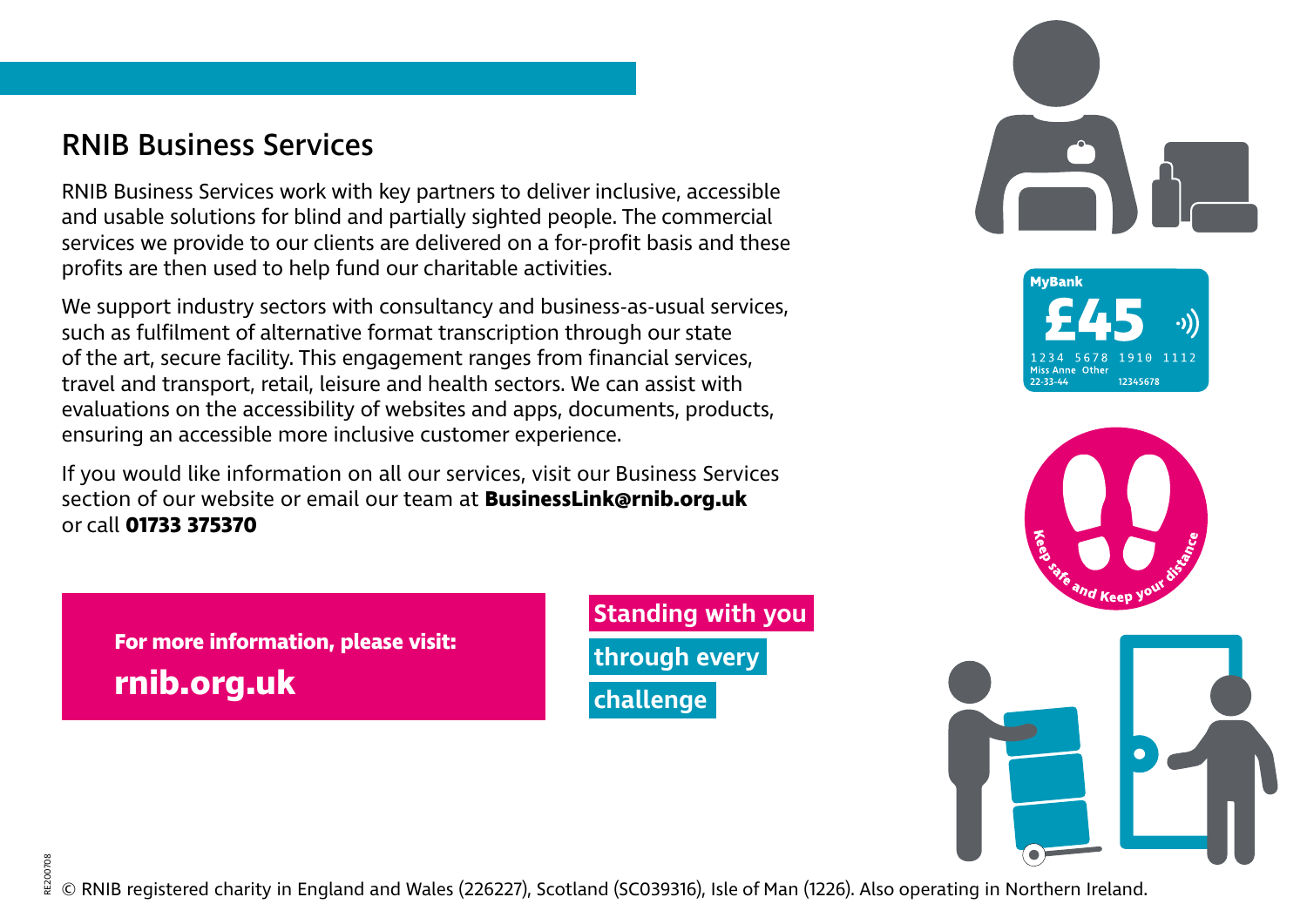## RNIB Business Services

RNIB Business Services work with key partners to deliver inclusive, accessible and usable solutions for blind and partially sighted people. The commercial services we provide to our clients are delivered on a for-profit basis and these profits are then used to help fund our charitable activities.

We support industry sectors with consultancy and business-as-usual services, such as fulfilment of alternative format transcription through our state of the art, secure facility. This engagement ranges from financial services, travel and transport, retail, leisure and health sectors. We can assist with evaluations on the accessibility of websites and apps, documents, products, ensuring an accessible more inclusive customer experience.

If you would like information on all our services, visit our Business Services section of our website or email our team at **BusinessLink@rnib.org.uk** or call **01733 375370**

**For more information, please visit:**

**rnib.org.uk**

**Standing with you through every challenge**

RE200708

© RNIB registered charity in England and Wales (226227), Scotland (SC039316), Isle of Man (1226). Also operating in Northern Ireland.